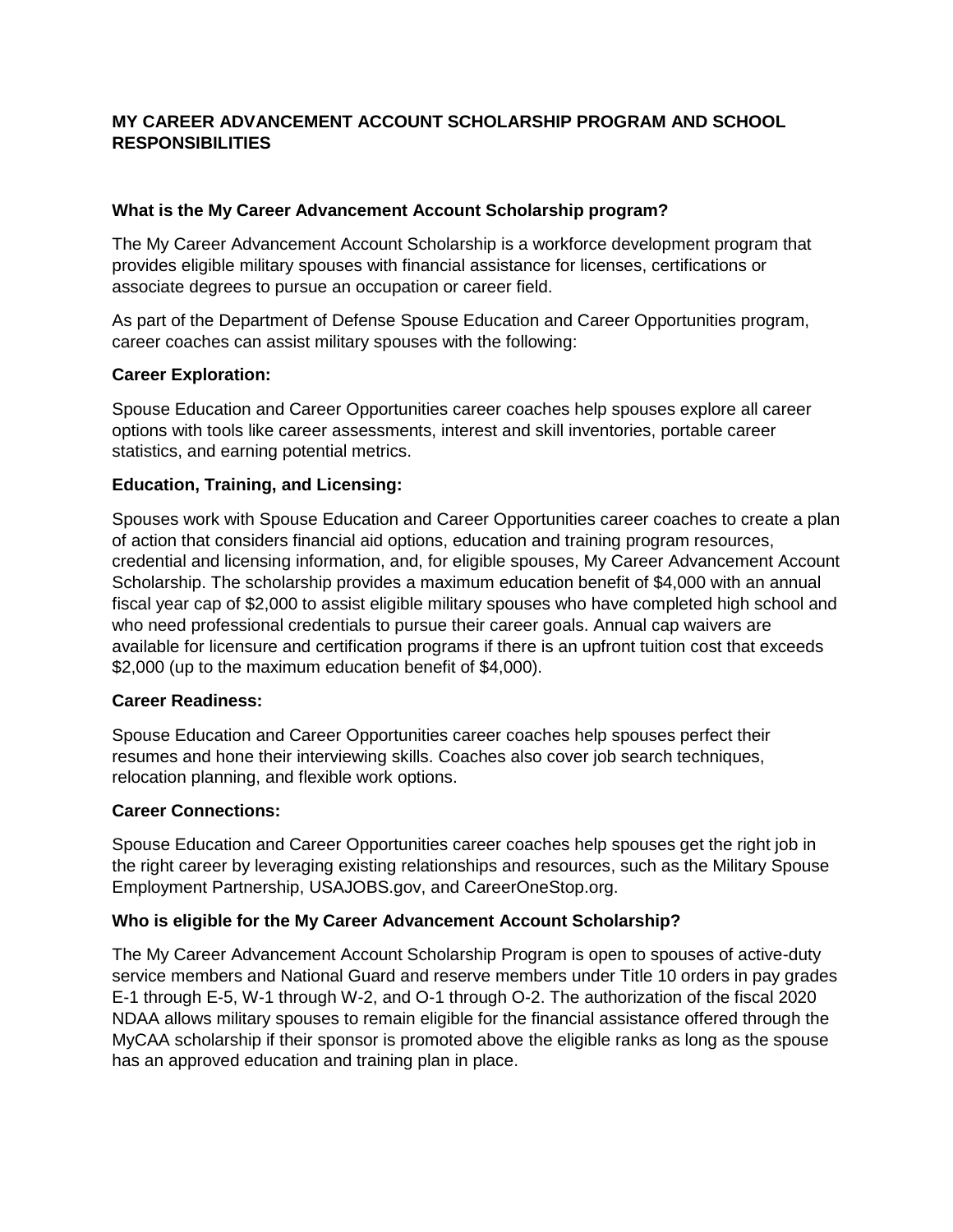# MY CAREER ADVANCEMENT ACCOUNT SCHOLARSHIP PROGRAM AND SCHOOL RESPONSIBILITIES

## What is the My Career Advancement Account Scholarship program?

The My Career Advancement Account Scholarship is a workforce development program that provides eligible military spouses with financial assistance for licenses, certifications or associate degrees to pursue an occupation or career field.

As part of the Department of Defense Spouse Education and Career Opportunities program, career coaches can assist military spouses with the following:

### Career Exploration:

Spouse Education and Career Opportunities career coaches help spouses explore all career options with tools like career assessments, interest and skill inventories, portable career statistics, and earning potential metrics.

### Education, Training, and Licensing:

Spouses work with Spouse Education and Career Opportunities career coaches to create a plan of action that considers financial aid options, education and training program resources, credential and licensing information, and, for eligible spouses, My Career Advancement Account Scholarship. The scholarship provides a maximum education benefit of $4,000 with an annual fiscal year cap of $2,000 to assist eligible military spouses who have completed high school and who need professional credentials to pursue their career goals. Annual cap waivers are available for licensure and certification programs if there is an upfront tuition cost that exceeds $2,000 (up to the maximum education benefit of $4,000).

### Career Readiness:

Spouse Education and Career Opportunities career coaches help spouses perfect their resumes and hone their interviewing skills. Coaches also cover job search techniques, relocation planning, and flexible work options.

### Career Connections:

Spouse Education and Career Opportunities career coaches help spouses get the right job in the right career by leveraging existing relationships and resources, such as the Military Spouse Employment Partnership, USAJOBS.gov, and CareerOneStop.org.

## Who is eligible for the My Career Advancement Account Scholarship?

The My Career Advancement Account Scholarship Program is open to spouses of active-duty service members and National Guard and reserve members under Title 10 orders in pay grades E-1 through E-5, W-1 through W-2, and O-1 through O-2. The authorization of the fiscal 2020 NDAA allows military spouses to remain eligible for the financial assistance offered through the MyCAA scholarship if their sponsor is promoted above the eligible ranks as long as the spouse has an approved education and training plan in place.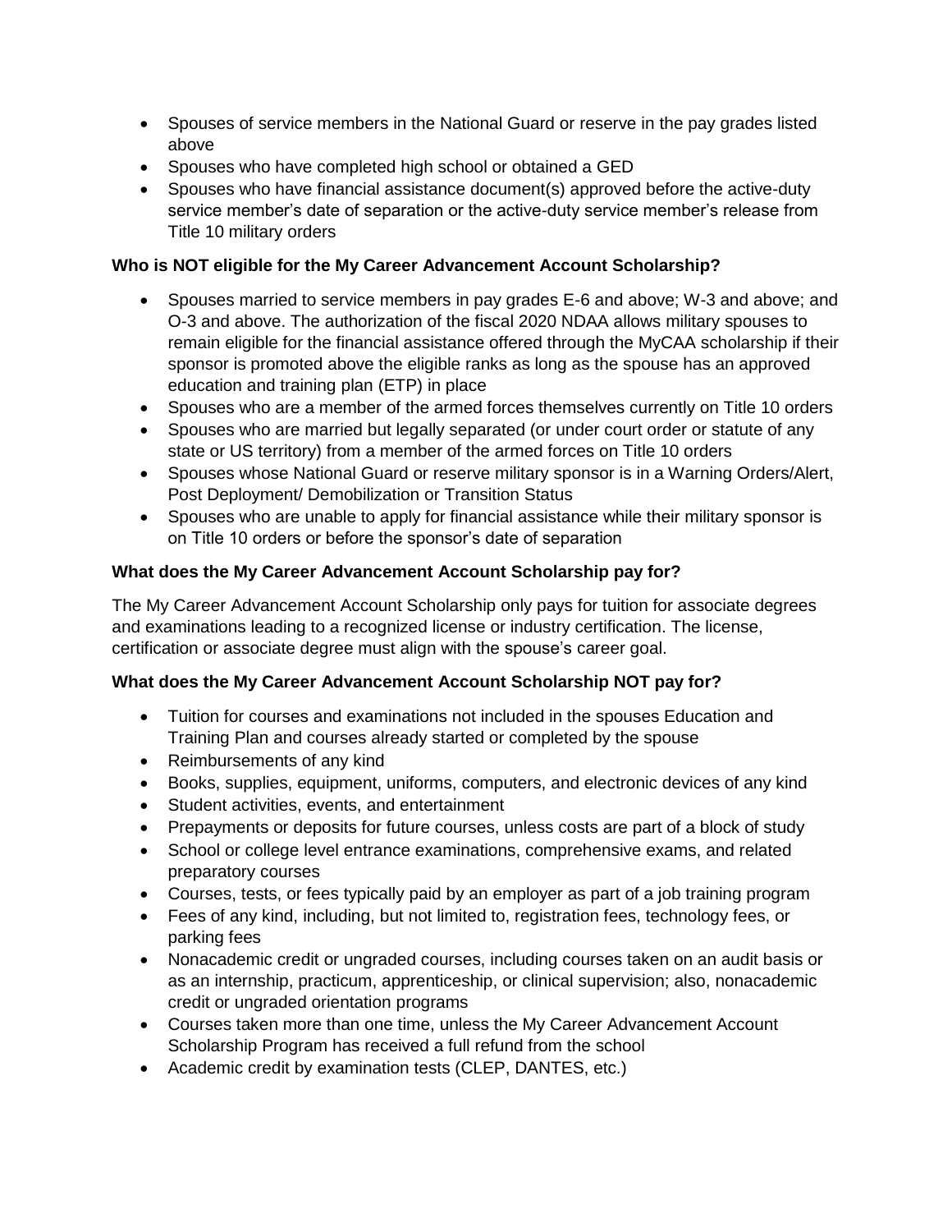- Spouses of service members in the National Guard or reserve in the pay grades listed above
- Spouses who have completed high school or obtained a GED
- Spouses who have financial assistance document(s) approved before the active-duty service member's date of separation or the active-duty service member's release from Title 10 military orders

**Who is NOT eligible for the My Career Advancement Account Scholarship?**

- Spouses married to service members in pay grades E-6 and above; W-3 and above; and O-3 and above. The authorization of the fiscal 2020 NDAA allows military spouses to remain eligible for the financial assistance offered through the MyCAA scholarship if their sponsor is promoted above the eligible ranks as long as the spouse has an approved education and training plan (ETP) in place
- Spouses who are a member of the armed forces themselves currently on Title 10 orders
- Spouses who are married but legally separated (or under court order or statute of any state or US territory) from a member of the armed forces on Title 10 orders
- Spouses whose National Guard or reserve military sponsor is in a Warning Orders/Alert, Post Deployment/ Demobilization or Transition Status
- Spouses who are unable to apply for financial assistance while their military sponsor is on Title 10 orders or before the sponsor's date of separation

**What does the My Career Advancement Account Scholarship pay for?**

The My Career Advancement Account Scholarship only pays for tuition for associate degrees and examinations leading to a recognized license or industry certification. The license, certification or associate degree must align with the spouse's career goal.

**What does the My Career Advancement Account Scholarship NOT pay for?**

- Tuition for courses and examinations not included in the spouses Education and Training Plan and courses already started or completed by the spouse
- Reimbursements of any kind
- Books, supplies, equipment, uniforms, computers, and electronic devices of any kind
- Student activities, events, and entertainment
- Prepayments or deposits for future courses, unless costs are part of a block of study
- School or college level entrance examinations, comprehensive exams, and related preparatory courses
- Courses, tests, or fees typically paid by an employer as part of a job training program
- Fees of any kind, including, but not limited to, registration fees, technology fees, or parking fees
- Nonacademic credit or ungraded courses, including courses taken on an audit basis or as an internship, practicum, apprenticeship, or clinical supervision; also, nonacademic credit or ungraded orientation programs
- Courses taken more than one time, unless the My Career Advancement Account Scholarship Program has received a full refund from the school
- Academic credit by examination tests (CLEP, DANTES, etc.)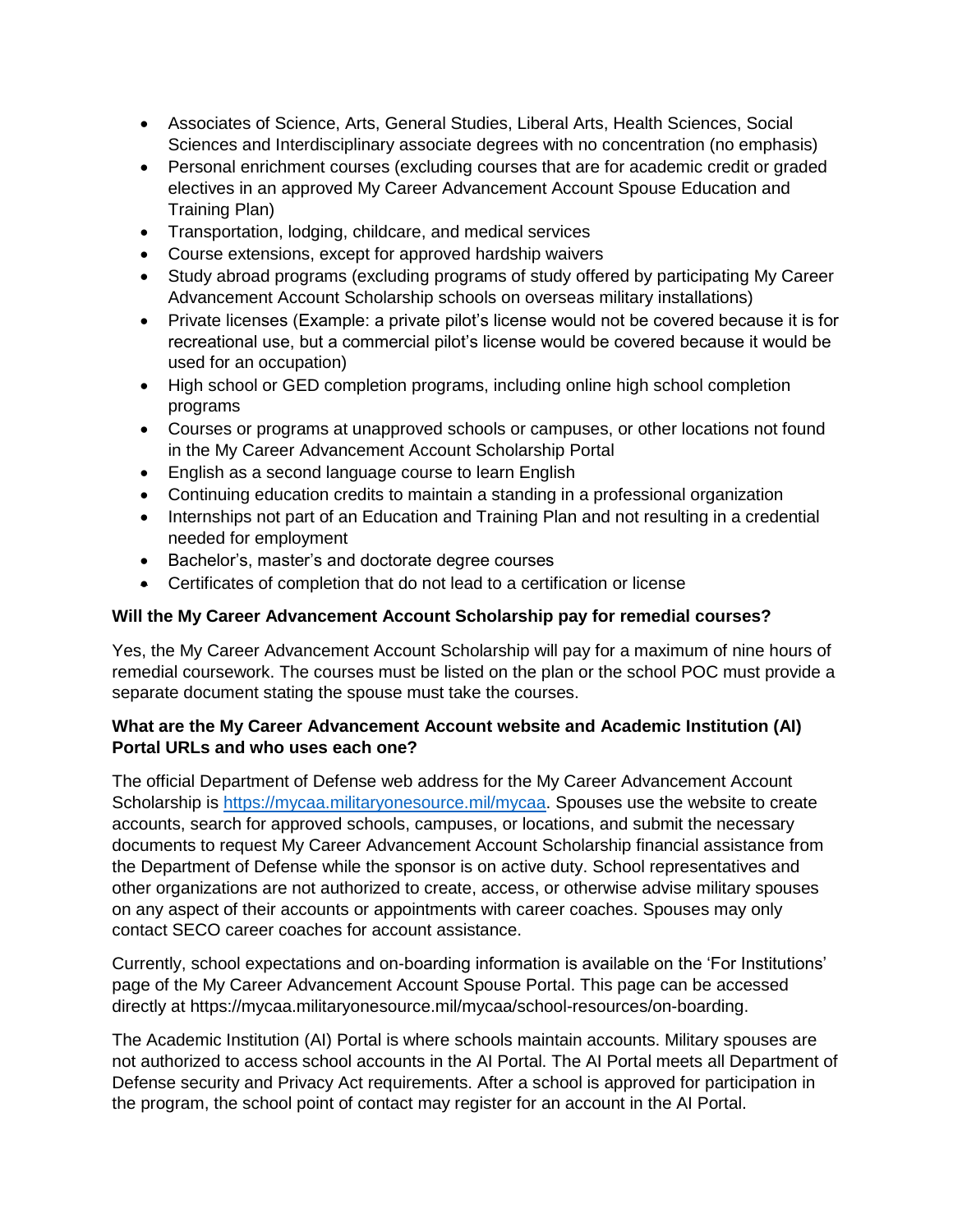- Associates of Science, Arts, General Studies, Liberal Arts, Health Sciences, Social Sciences and Interdisciplinary associate degrees with no concentration (no emphasis)
- Personal enrichment courses (excluding courses that are for academic credit or graded electives in an approved My Career Advancement Account Spouse Education and Training Plan)
- Transportation, lodging, childcare, and medical services
- Course extensions, except for approved hardship waivers
- Study abroad programs (excluding programs of study offered by participating My Career Advancement Account Scholarship schools on overseas military installations)
- Private licenses (Example: a private pilot's license would not be covered because it is for recreational use, but a commercial pilot's license would be covered because it would be used for an occupation)
- High school or GED completion programs, including online high school completion programs
- Courses or programs at unapproved schools or campuses, or other locations not found in the My Career Advancement Account Scholarship Portal
- English as a second language course to learn English
- Continuing education credits to maintain a standing in a professional organization
- Internships not part of an Education and Training Plan and not resulting in a credential needed for employment
- Bachelor's, master's and doctorate degree courses
- Certificates of completion that do not lead to a certification or license

**Will the My Career Advancement Account Scholarship pay for remedial courses?**

Yes, the My Career Advancement Account Scholarship will pay for a maximum of nine hours of remedial coursework. The courses must be listed on the plan or the school POC must provide a separate document stating the spouse must take the courses.

**What are the My Career Advancement Account website and Academic Institution (AI) Portal URLs and who uses each one?**

The official Department of Defense web address for the My Career Advancement Account Scholarship is https://mycaa.militaryonesource.mil/mycaa. Spouses use the website to create accounts, search for approved schools, campuses, or locations, and submit the necessary documents to request My Career Advancement Account Scholarship financial assistance from the Department of Defense while the sponsor is on active duty. School representatives and other organizations are not authorized to create, access, or otherwise advise military spouses on any aspect of their accounts or appointments with career coaches. Spouses may only contact SECO career coaches for account assistance.

Currently, school expectations and on-boarding information is available on the 'For Institutions' page of the My Career Advancement Account Spouse Portal. This page can be accessed directly at https://mycaa.militaryonesource.mil/mycaa/school-resources/on-boarding.

The Academic Institution (AI) Portal is where schools maintain accounts. Military spouses are not authorized to access school accounts in the AI Portal. The AI Portal meets all Department of Defense security and Privacy Act requirements. After a school is approved for participation in the program, the school point of contact may register for an account in the AI Portal.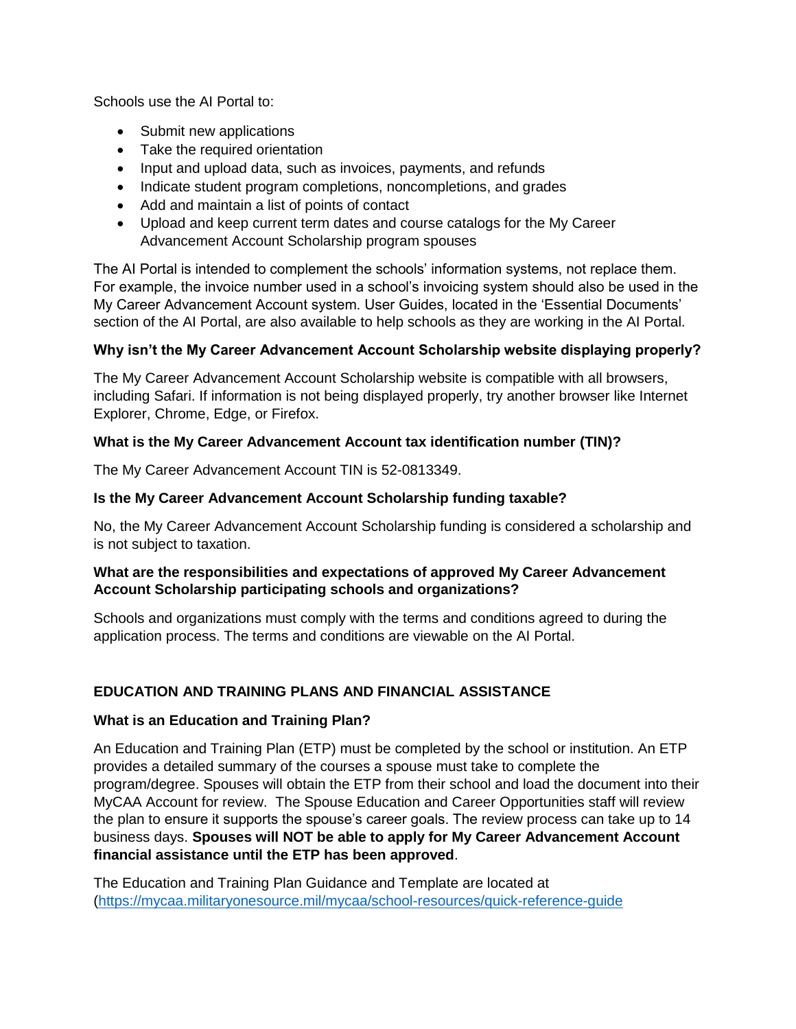Schools use the AI Portal to:

- Submit new applications
- Take the required orientation
- Input and upload data, such as invoices, payments, and refunds
- Indicate student program completions, noncompletions, and grades
- Add and maintain a list of points of contact
- Upload and keep current term dates and course catalogs for the My Career Advancement Account Scholarship program spouses

The AI Portal is intended to complement the schools' information systems, not replace them. For example, the invoice number used in a school's invoicing system should also be used in the My Career Advancement Account system. User Guides, located in the 'Essential Documents' section of the AI Portal, are also available to help schools as they are working in the AI Portal.

### Why isn't the My Career Advancement Account Scholarship website displaying properly?

The My Career Advancement Account Scholarship website is compatible with all browsers, including Safari. If information is not being displayed properly, try another browser like Internet Explorer, Chrome, Edge, or Firefox.

### What is the My Career Advancement Account tax identification number (TIN)?

The My Career Advancement Account TIN is 52-0813349.

### Is the My Career Advancement Account Scholarship funding taxable?

No, the My Career Advancement Account Scholarship funding is considered a scholarship and is not subject to taxation.

### What are the responsibilities and expectations of approved My Career Advancement Account Scholarship participating schools and organizations?

Schools and organizations must comply with the terms and conditions agreed to during the application process. The terms and conditions are viewable on the AI Portal.

## EDUCATION AND TRAINING PLANS AND FINANCIAL ASSISTANCE

### What is an Education and Training Plan?

An Education and Training Plan (ETP) must be completed by the school or institution. An ETP provides a detailed summary of the courses a spouse must take to complete the program/degree. Spouses will obtain the ETP from their school and load the document into their MyCAA Account for review. The Spouse Education and Career Opportunities staff will review the plan to ensure it supports the spouse's career goals. The review process can take up to 14 business days. **Spouses will NOT be able to apply for My Career Advancement Account financial assistance until the ETP has been approved**.

The Education and Training Plan Guidance and Template are located at (https://mycaa.militaryonesource.mil/mycaa/school-resources/quick-reference-guide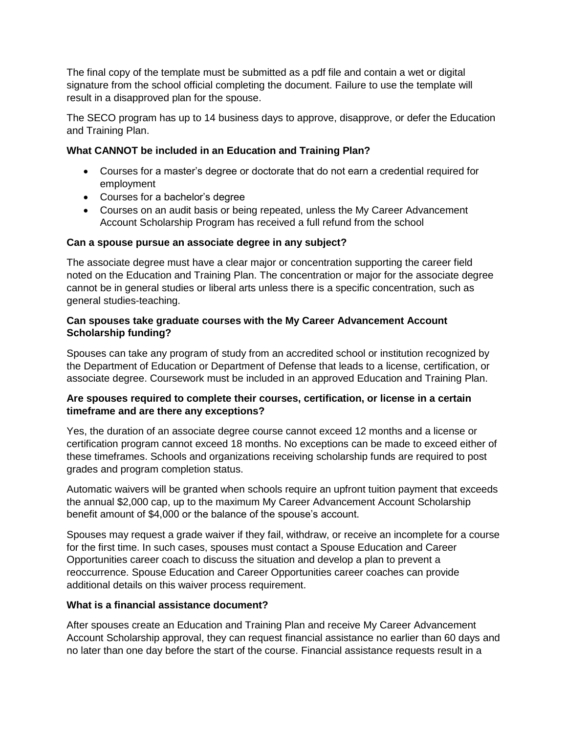The final copy of the template must be submitted as a pdf file and contain a wet or digital signature from the school official completing the document. Failure to use the template will result in a disapproved plan for the spouse.

The SECO program has up to 14 business days to approve, disapprove, or defer the Education and Training Plan.

**What CANNOT be included in an Education and Training Plan?**

- Courses for a master's degree or doctorate that do not earn a credential required for employment
- Courses for a bachelor's degree
- Courses on an audit basis or being repeated, unless the My Career Advancement Account Scholarship Program has received a full refund from the school

**Can a spouse pursue an associate degree in any subject?**

The associate degree must have a clear major or concentration supporting the career field noted on the Education and Training Plan. The concentration or major for the associate degree cannot be in general studies or liberal arts unless there is a specific concentration, such as general studies-teaching.

**Can spouses take graduate courses with the My Career Advancement Account Scholarship funding?**

Spouses can take any program of study from an accredited school or institution recognized by the Department of Education or Department of Defense that leads to a license, certification, or associate degree. Coursework must be included in an approved Education and Training Plan.

**Are spouses required to complete their courses, certification, or license in a certain timeframe and are there any exceptions?**

Yes, the duration of an associate degree course cannot exceed 12 months and a license or certification program cannot exceed 18 months. No exceptions can be made to exceed either of these timeframes. Schools and organizations receiving scholarship funds are required to post grades and program completion status.

Automatic waivers will be granted when schools require an upfront tuition payment that exceeds the annual $2,000 cap, up to the maximum My Career Advancement Account Scholarship benefit amount of $4,000 or the balance of the spouse's account.

Spouses may request a grade waiver if they fail, withdraw, or receive an incomplete for a course for the first time. In such cases, spouses must contact a Spouse Education and Career Opportunities career coach to discuss the situation and develop a plan to prevent a reoccurrence. Spouse Education and Career Opportunities career coaches can provide additional details on this waiver process requirement.

**What is a financial assistance document?**

After spouses create an Education and Training Plan and receive My Career Advancement Account Scholarship approval, they can request financial assistance no earlier than 60 days and no later than one day before the start of the course. Financial assistance requests result in a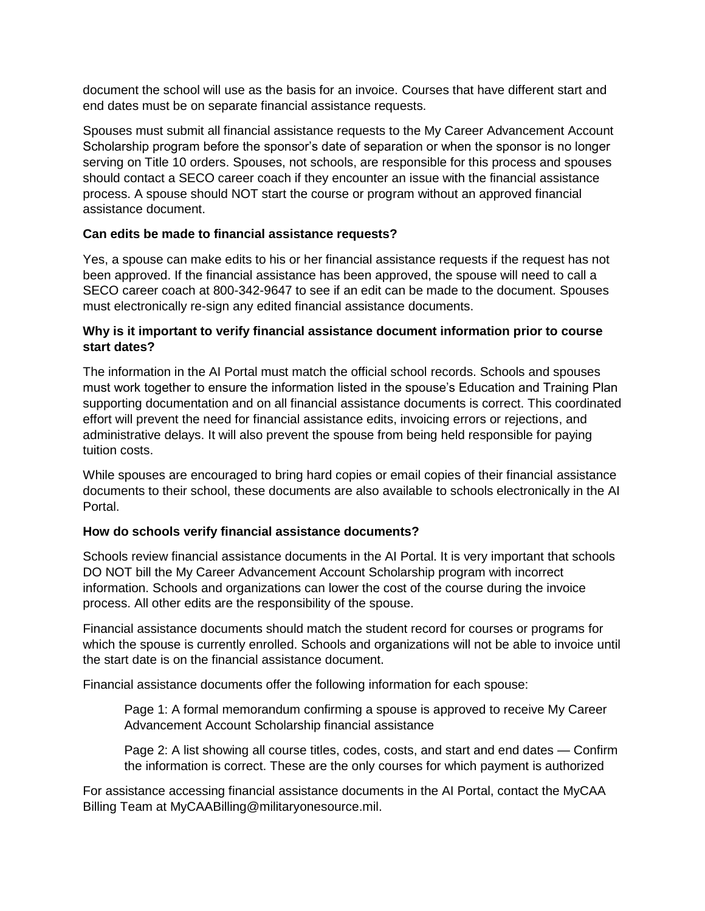document the school will use as the basis for an invoice. Courses that have different start and end dates must be on separate financial assistance requests.

Spouses must submit all financial assistance requests to the My Career Advancement Account Scholarship program before the sponsor's date of separation or when the sponsor is no longer serving on Title 10 orders. Spouses, not schools, are responsible for this process and spouses should contact a SECO career coach if they encounter an issue with the financial assistance process. A spouse should NOT start the course or program without an approved financial assistance document.

**Can edits be made to financial assistance requests?**

Yes, a spouse can make edits to his or her financial assistance requests if the request has not been approved. If the financial assistance has been approved, the spouse will need to call a SECO career coach at 800-342-9647 to see if an edit can be made to the document. Spouses must electronically re-sign any edited financial assistance documents.

**Why is it important to verify financial assistance document information prior to course start dates?**

The information in the AI Portal must match the official school records. Schools and spouses must work together to ensure the information listed in the spouse's Education and Training Plan supporting documentation and on all financial assistance documents is correct. This coordinated effort will prevent the need for financial assistance edits, invoicing errors or rejections, and administrative delays. It will also prevent the spouse from being held responsible for paying tuition costs.

While spouses are encouraged to bring hard copies or email copies of their financial assistance documents to their school, these documents are also available to schools electronically in the AI Portal.

**How do schools verify financial assistance documents?**

Schools review financial assistance documents in the AI Portal. It is very important that schools DO NOT bill the My Career Advancement Account Scholarship program with incorrect information. Schools and organizations can lower the cost of the course during the invoice process. All other edits are the responsibility of the spouse.

Financial assistance documents should match the student record for courses or programs for which the spouse is currently enrolled. Schools and organizations will not be able to invoice until the start date is on the financial assistance document.

Financial assistance documents offer the following information for each spouse:

> Page 1: A formal memorandum confirming a spouse is approved to receive My Career Advancement Account Scholarship financial assistance
>
> Page 2: A list showing all course titles, codes, costs, and start and end dates — Confirm the information is correct. These are the only courses for which payment is authorized

For assistance accessing financial assistance documents in the AI Portal, contact the MyCAA Billing Team at MyCAABilling@militaryonesource.mil.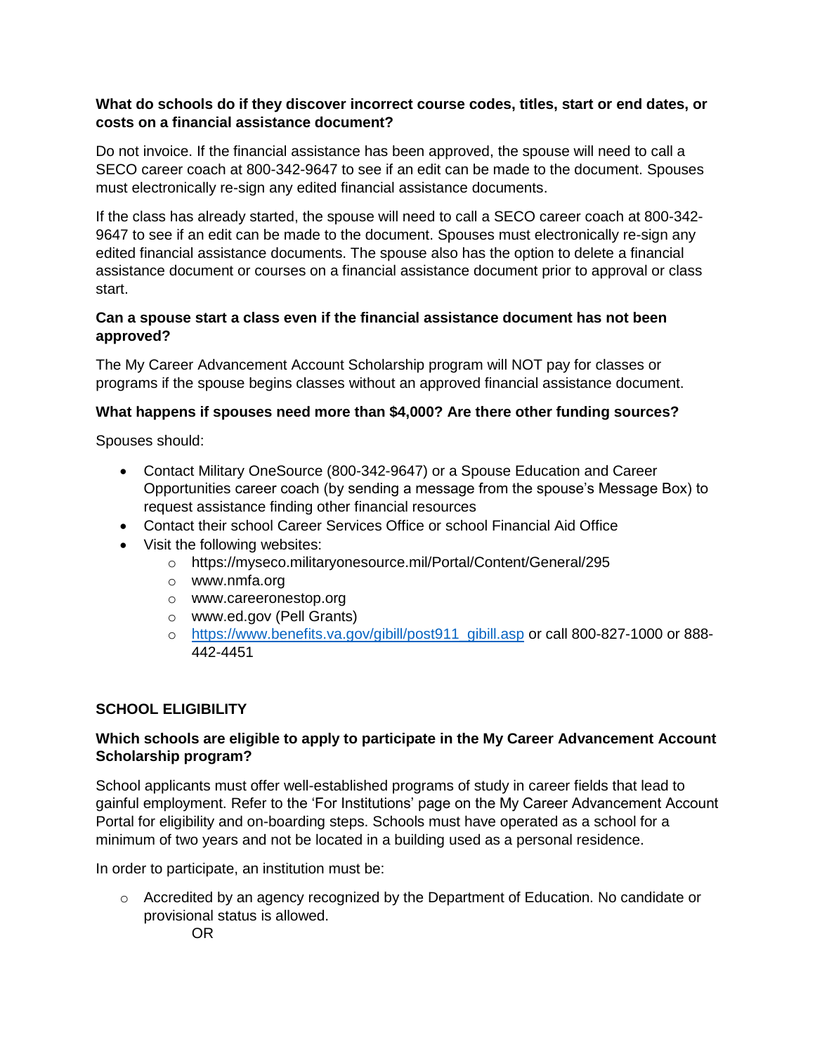**What do schools do if they discover incorrect course codes, titles, start or end dates, or costs on a financial assistance document?**

Do not invoice. If the financial assistance has been approved, the spouse will need to call a SECO career coach at 800-342-9647 to see if an edit can be made to the document. Spouses must electronically re-sign any edited financial assistance documents.

If the class has already started, the spouse will need to call a SECO career coach at 800-342-9647 to see if an edit can be made to the document. Spouses must electronically re-sign any edited financial assistance documents. The spouse also has the option to delete a financial assistance document or courses on a financial assistance document prior to approval or class start.

**Can a spouse start a class even if the financial assistance document has not been approved?**

The My Career Advancement Account Scholarship program will NOT pay for classes or programs if the spouse begins classes without an approved financial assistance document.

**What happens if spouses need more than $4,000? Are there other funding sources?**

Spouses should:

- Contact Military OneSource (800-342-9647) or a Spouse Education and Career Opportunities career coach (by sending a message from the spouse's Message Box) to request assistance finding other financial resources
- Contact their school Career Services Office or school Financial Aid Office
- Visit the following websites:
  - https://myseco.militaryonesource.mil/Portal/Content/General/295
  - www.nmfa.org
  - www.careeronestop.org
  - www.ed.gov (Pell Grants)
  - [https://www.benefits.va.gov/gibill/post911_gibill.asp](https://www.benefits.va.gov/gibill/post911_gibill.asp) or call 800-827-1000 or 888-442-4451

## SCHOOL ELIGIBILITY

**Which schools are eligible to apply to participate in the My Career Advancement Account Scholarship program?**

School applicants must offer well-established programs of study in career fields that lead to gainful employment. Refer to the 'For Institutions' page on the My Career Advancement Account Portal for eligibility and on-boarding steps. Schools must have operated as a school for a minimum of two years and not be located in a building used as a personal residence.

In order to participate, an institution must be:

- Accredited by an agency recognized by the Department of Education. No candidate or provisional status is allowed.

  OR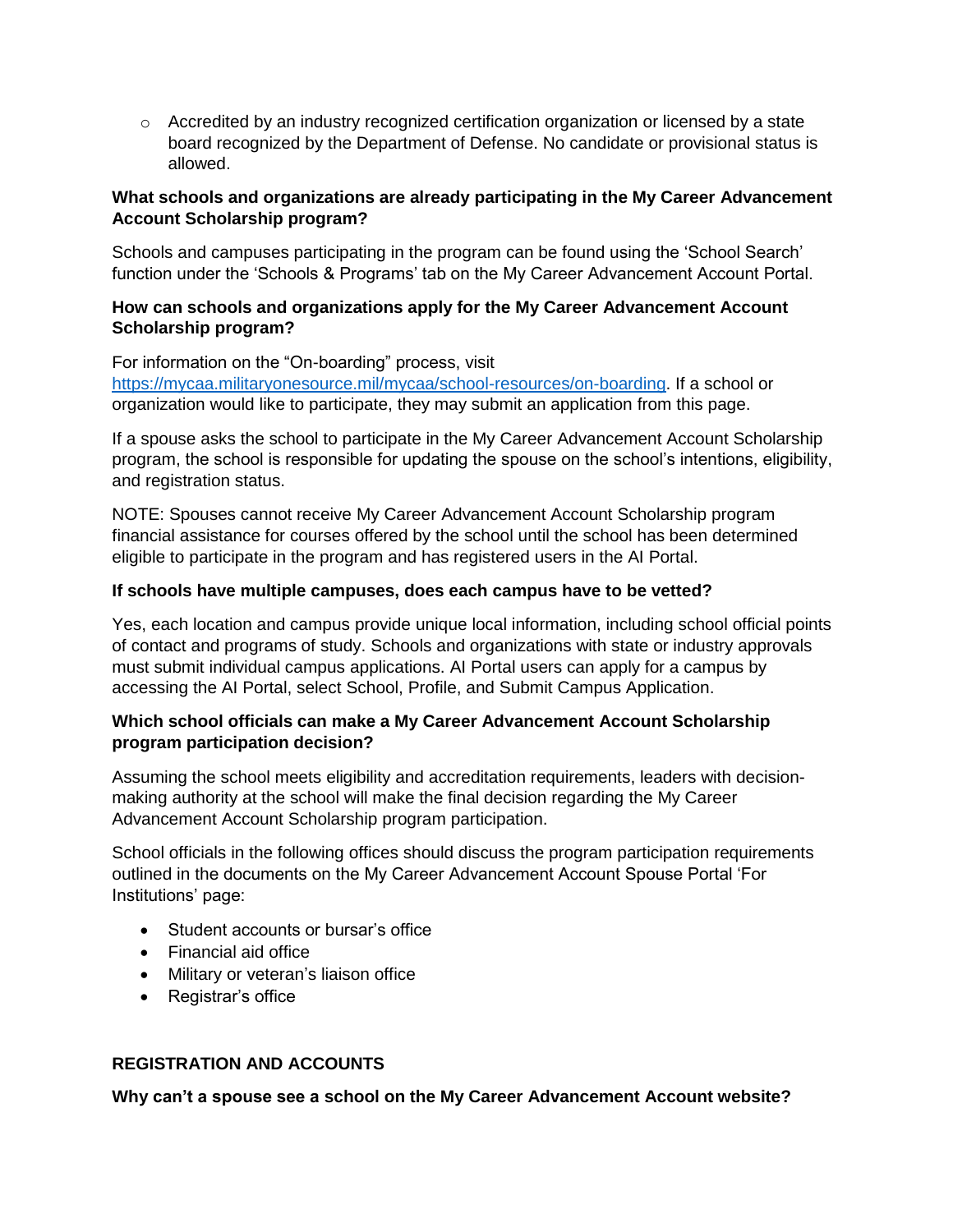- Accredited by an industry recognized certification organization or licensed by a state board recognized by the Department of Defense. No candidate or provisional status is allowed.

**What schools and organizations are already participating in the My Career Advancement Account Scholarship program?**

Schools and campuses participating in the program can be found using the 'School Search' function under the 'Schools & Programs' tab on the My Career Advancement Account Portal.

**How can schools and organizations apply for the My Career Advancement Account Scholarship program?**

For information on the "On-boarding" process, visit https://mycaa.militaryonesource.mil/mycaa/school-resources/on-boarding. If a school or organization would like to participate, they may submit an application from this page.

If a spouse asks the school to participate in the My Career Advancement Account Scholarship program, the school is responsible for updating the spouse on the school's intentions, eligibility, and registration status.

NOTE: Spouses cannot receive My Career Advancement Account Scholarship program financial assistance for courses offered by the school until the school has been determined eligible to participate in the program and has registered users in the AI Portal.

**If schools have multiple campuses, does each campus have to be vetted?**

Yes, each location and campus provide unique local information, including school official points of contact and programs of study. Schools and organizations with state or industry approvals must submit individual campus applications. AI Portal users can apply for a campus by accessing the AI Portal, select School, Profile, and Submit Campus Application.

**Which school officials can make a My Career Advancement Account Scholarship program participation decision?**

Assuming the school meets eligibility and accreditation requirements, leaders with decision-making authority at the school will make the final decision regarding the My Career Advancement Account Scholarship program participation.

School officials in the following offices should discuss the program participation requirements outlined in the documents on the My Career Advancement Account Spouse Portal 'For Institutions' page:

- Student accounts or bursar's office
- Financial aid office
- Military or veteran's liaison office
- Registrar's office

## REGISTRATION AND ACCOUNTS

**Why can't a spouse see a school on the My Career Advancement Account website?**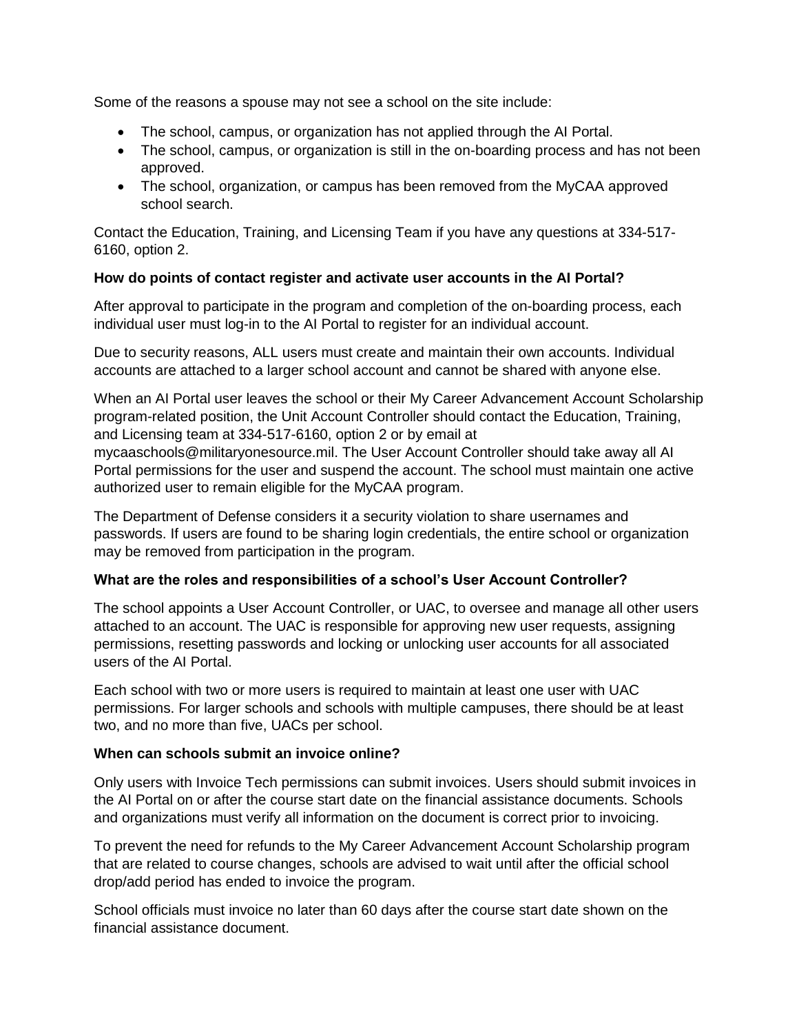Some of the reasons a spouse may not see a school on the site include:

- The school, campus, or organization has not applied through the AI Portal.
- The school, campus, or organization is still in the on-boarding process and has not been approved.
- The school, organization, or campus has been removed from the MyCAA approved school search.

Contact the Education, Training, and Licensing Team if you have any questions at 334-517-6160, option 2.

**How do points of contact register and activate user accounts in the AI Portal?**

After approval to participate in the program and completion of the on-boarding process, each individual user must log-in to the AI Portal to register for an individual account.

Due to security reasons, ALL users must create and maintain their own accounts. Individual accounts are attached to a larger school account and cannot be shared with anyone else.

When an AI Portal user leaves the school or their My Career Advancement Account Scholarship program-related position, the Unit Account Controller should contact the Education, Training, and Licensing team at 334-517-6160, option 2 or by email at mycaaschools@militaryonesource.mil. The User Account Controller should take away all AI Portal permissions for the user and suspend the account. The school must maintain one active authorized user to remain eligible for the MyCAA program.

The Department of Defense considers it a security violation to share usernames and passwords. If users are found to be sharing login credentials, the entire school or organization may be removed from participation in the program.

**What are the roles and responsibilities of a school's User Account Controller?**

The school appoints a User Account Controller, or UAC, to oversee and manage all other users attached to an account. The UAC is responsible for approving new user requests, assigning permissions, resetting passwords and locking or unlocking user accounts for all associated users of the AI Portal.

Each school with two or more users is required to maintain at least one user with UAC permissions. For larger schools and schools with multiple campuses, there should be at least two, and no more than five, UACs per school.

**When can schools submit an invoice online?**

Only users with Invoice Tech permissions can submit invoices. Users should submit invoices in the AI Portal on or after the course start date on the financial assistance documents. Schools and organizations must verify all information on the document is correct prior to invoicing.

To prevent the need for refunds to the My Career Advancement Account Scholarship program that are related to course changes, schools are advised to wait until after the official school drop/add period has ended to invoice the program.

School officials must invoice no later than 60 days after the course start date shown on the financial assistance document.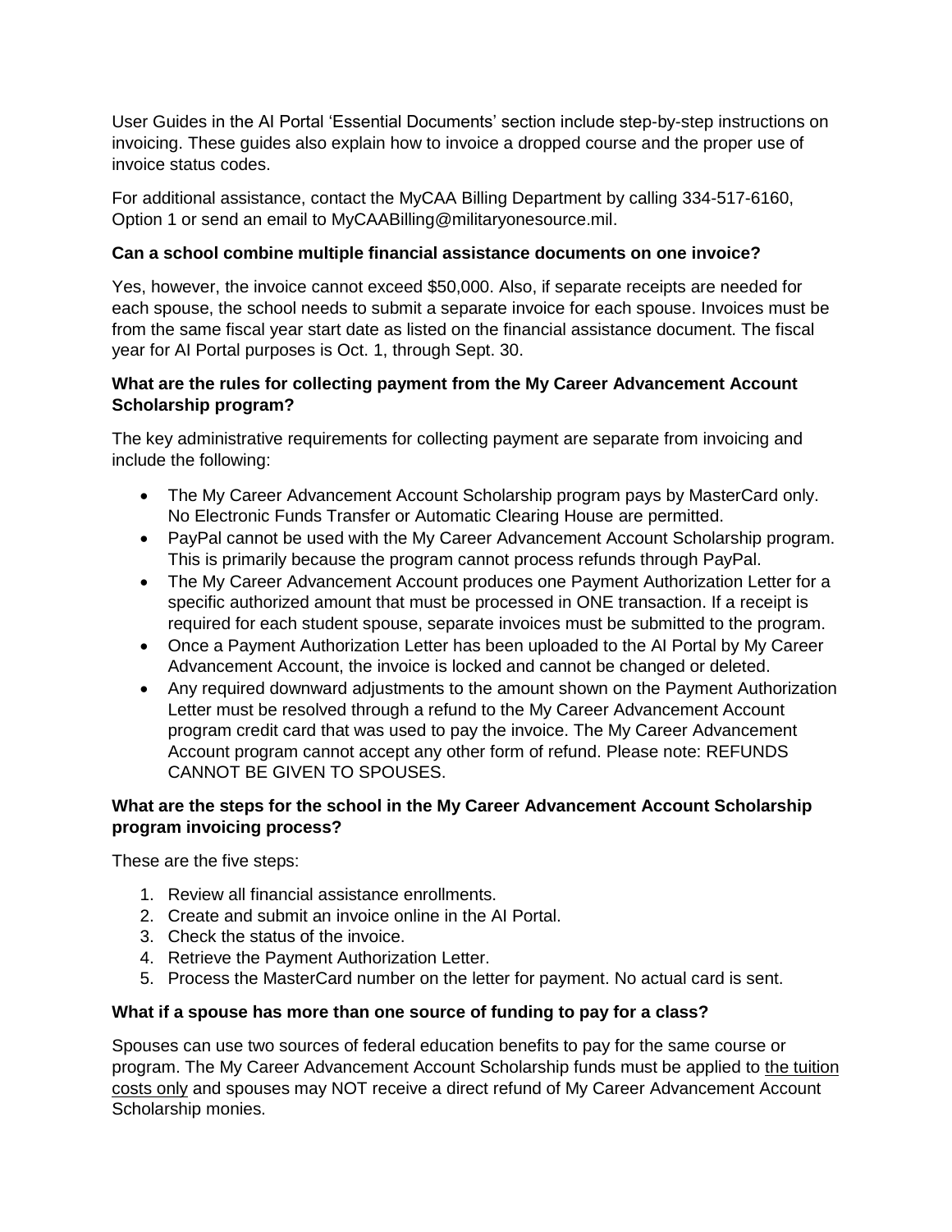User Guides in the AI Portal 'Essential Documents' section include step-by-step instructions on invoicing. These guides also explain how to invoice a dropped course and the proper use of invoice status codes.

For additional assistance, contact the MyCAA Billing Department by calling 334-517-6160, Option 1 or send an email to MyCAABilling@militaryonesource.mil.

**Can a school combine multiple financial assistance documents on one invoice?**

Yes, however, the invoice cannot exceed $50,000. Also, if separate receipts are needed for each spouse, the school needs to submit a separate invoice for each spouse. Invoices must be from the same fiscal year start date as listed on the financial assistance document. The fiscal year for AI Portal purposes is Oct. 1, through Sept. 30.

**What are the rules for collecting payment from the My Career Advancement Account Scholarship program?**

The key administrative requirements for collecting payment are separate from invoicing and include the following:

- The My Career Advancement Account Scholarship program pays by MasterCard only. No Electronic Funds Transfer or Automatic Clearing House are permitted.
- PayPal cannot be used with the My Career Advancement Account Scholarship program. This is primarily because the program cannot process refunds through PayPal.
- The My Career Advancement Account produces one Payment Authorization Letter for a specific authorized amount that must be processed in ONE transaction. If a receipt is required for each student spouse, separate invoices must be submitted to the program.
- Once a Payment Authorization Letter has been uploaded to the AI Portal by My Career Advancement Account, the invoice is locked and cannot be changed or deleted.
- Any required downward adjustments to the amount shown on the Payment Authorization Letter must be resolved through a refund to the My Career Advancement Account program credit card that was used to pay the invoice. The My Career Advancement Account program cannot accept any other form of refund. Please note: REFUNDS CANNOT BE GIVEN TO SPOUSES.

**What are the steps for the school in the My Career Advancement Account Scholarship program invoicing process?**

These are the five steps:

1. Review all financial assistance enrollments.
2. Create and submit an invoice online in the AI Portal.
3. Check the status of the invoice.
4. Retrieve the Payment Authorization Letter.
5. Process the MasterCard number on the letter for payment. No actual card is sent.

**What if a spouse has more than one source of funding to pay for a class?**

Spouses can use two sources of federal education benefits to pay for the same course or program. The My Career Advancement Account Scholarship funds must be applied to the tuition costs only and spouses may NOT receive a direct refund of My Career Advancement Account Scholarship monies.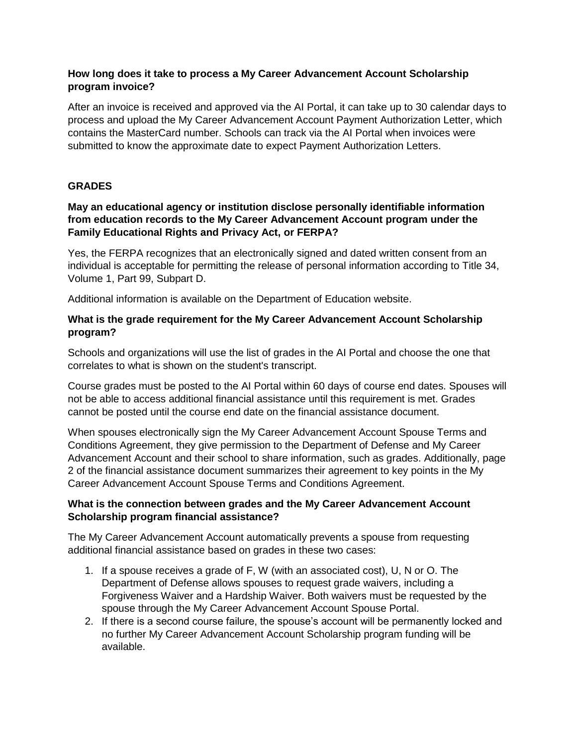### How long does it take to process a My Career Advancement Account Scholarship program invoice?

After an invoice is received and approved via the AI Portal, it can take up to 30 calendar days to process and upload the My Career Advancement Account Payment Authorization Letter, which contains the MasterCard number. Schools can track via the AI Portal when invoices were submitted to know the approximate date to expect Payment Authorization Letters.

## GRADES

### May an educational agency or institution disclose personally identifiable information from education records to the My Career Advancement Account program under the Family Educational Rights and Privacy Act, or FERPA?

Yes, the FERPA recognizes that an electronically signed and dated written consent from an individual is acceptable for permitting the release of personal information according to Title 34, Volume 1, Part 99, Subpart D.

Additional information is available on the Department of Education website.

### What is the grade requirement for the My Career Advancement Account Scholarship program?

Schools and organizations will use the list of grades in the AI Portal and choose the one that correlates to what is shown on the student's transcript.

Course grades must be posted to the AI Portal within 60 days of course end dates. Spouses will not be able to access additional financial assistance until this requirement is met. Grades cannot be posted until the course end date on the financial assistance document.

When spouses electronically sign the My Career Advancement Account Spouse Terms and Conditions Agreement, they give permission to the Department of Defense and My Career Advancement Account and their school to share information, such as grades. Additionally, page 2 of the financial assistance document summarizes their agreement to key points in the My Career Advancement Account Spouse Terms and Conditions Agreement.

### What is the connection between grades and the My Career Advancement Account Scholarship program financial assistance?

The My Career Advancement Account automatically prevents a spouse from requesting additional financial assistance based on grades in these two cases:

1. If a spouse receives a grade of F, W (with an associated cost), U, N or O. The Department of Defense allows spouses to request grade waivers, including a Forgiveness Waiver and a Hardship Waiver. Both waivers must be requested by the spouse through the My Career Advancement Account Spouse Portal.
2. If there is a second course failure, the spouse's account will be permanently locked and no further My Career Advancement Account Scholarship program funding will be available.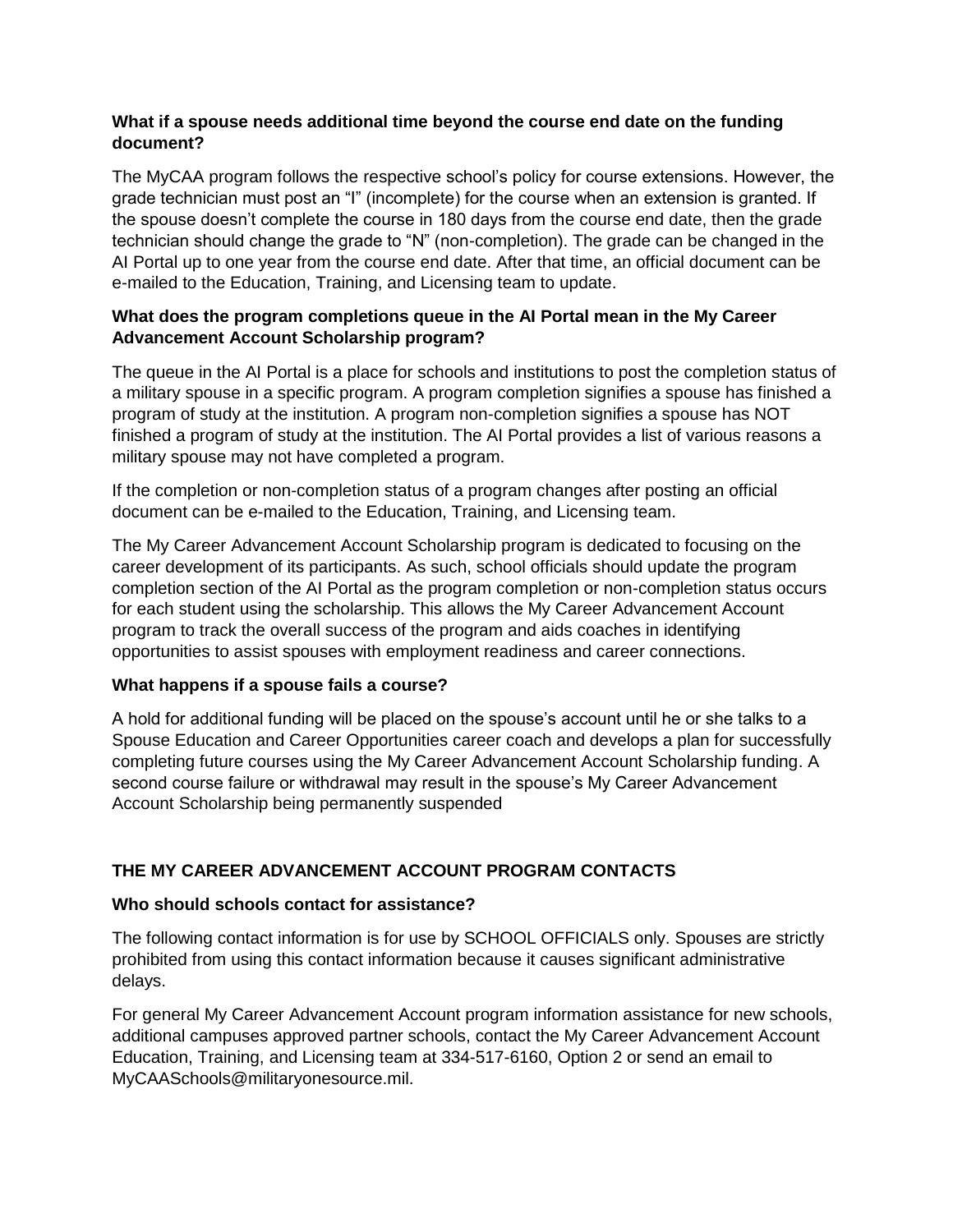### What if a spouse needs additional time beyond the course end date on the funding document?

The MyCAA program follows the respective school's policy for course extensions. However, the grade technician must post an "I" (incomplete) for the course when an extension is granted. If the spouse doesn't complete the course in 180 days from the course end date, then the grade technician should change the grade to "N" (non-completion). The grade can be changed in the AI Portal up to one year from the course end date. After that time, an official document can be e-mailed to the Education, Training, and Licensing team to update.

### What does the program completions queue in the AI Portal mean in the My Career Advancement Account Scholarship program?

The queue in the AI Portal is a place for schools and institutions to post the completion status of a military spouse in a specific program. A program completion signifies a spouse has finished a program of study at the institution. A program non-completion signifies a spouse has NOT finished a program of study at the institution. The AI Portal provides a list of various reasons a military spouse may not have completed a program.

If the completion or non-completion status of a program changes after posting an official document can be e-mailed to the Education, Training, and Licensing team.

The My Career Advancement Account Scholarship program is dedicated to focusing on the career development of its participants. As such, school officials should update the program completion section of the AI Portal as the program completion or non-completion status occurs for each student using the scholarship. This allows the My Career Advancement Account program to track the overall success of the program and aids coaches in identifying opportunities to assist spouses with employment readiness and career connections.

### What happens if a spouse fails a course?

A hold for additional funding will be placed on the spouse's account until he or she talks to a Spouse Education and Career Opportunities career coach and develops a plan for successfully completing future courses using the My Career Advancement Account Scholarship funding. A second course failure or withdrawal may result in the spouse's My Career Advancement Account Scholarship being permanently suspended

## THE MY CAREER ADVANCEMENT ACCOUNT PROGRAM CONTACTS

### Who should schools contact for assistance?

The following contact information is for use by SCHOOL OFFICIALS only. Spouses are strictly prohibited from using this contact information because it causes significant administrative delays.

For general My Career Advancement Account program information assistance for new schools, additional campuses approved partner schools, contact the My Career Advancement Account Education, Training, and Licensing team at 334-517-6160, Option 2 or send an email to MyCAASchools@militaryonesource.mil.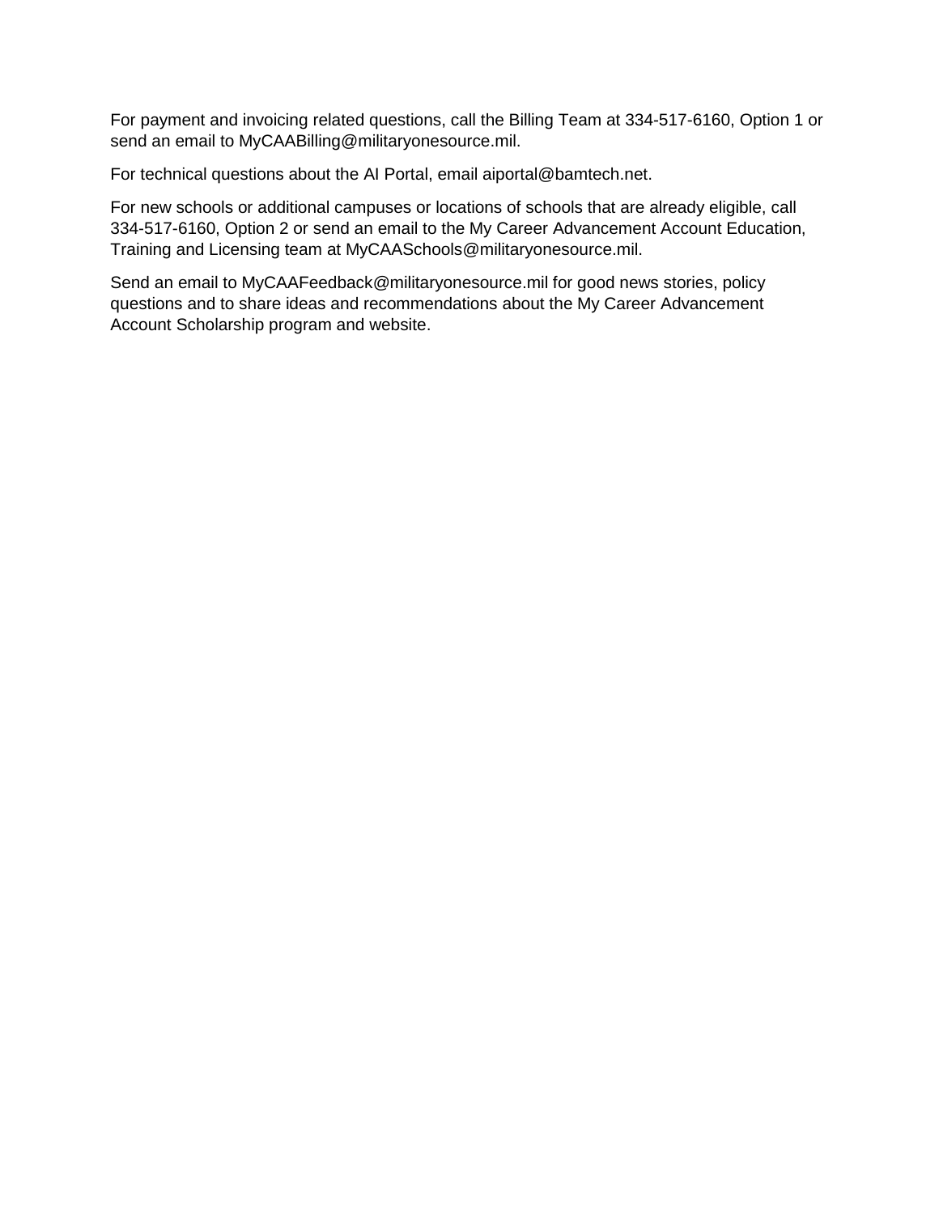For payment and invoicing related questions, call the Billing Team at 334-517-6160, Option 1 or send an email to MyCAABilling@militaryonesource.mil.

For technical questions about the AI Portal, email aiportal@bamtech.net.

For new schools or additional campuses or locations of schools that are already eligible, call 334-517-6160, Option 2 or send an email to the My Career Advancement Account Education, Training and Licensing team at MyCAASchools@militaryonesource.mil.

Send an email to MyCAAFeedback@militaryonesource.mil for good news stories, policy questions and to share ideas and recommendations about the My Career Advancement Account Scholarship program and website.